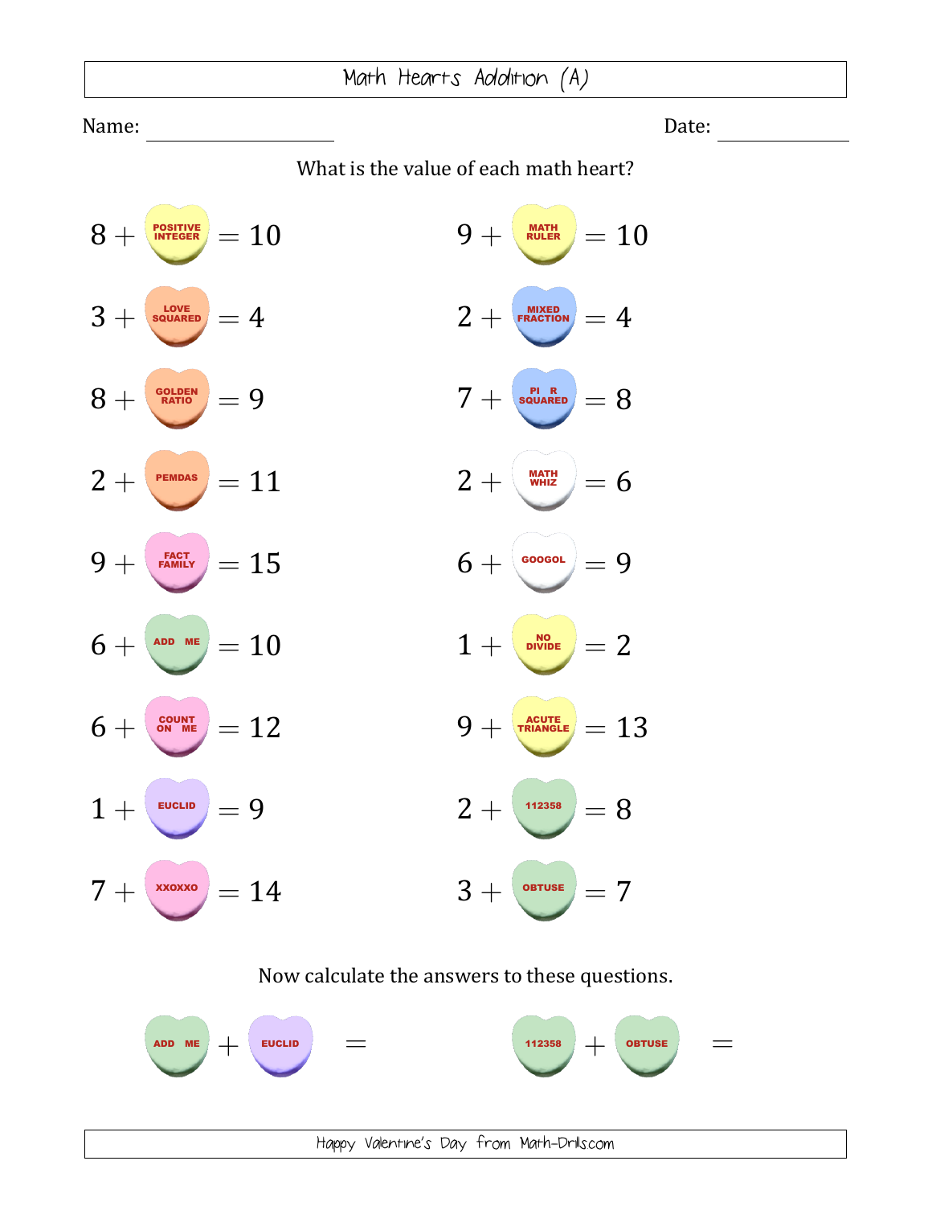# Math Hearts Addition (A)

Name: ________________ Date: ____________

What is the value of each math heart?

$8 +$ [POSITIVE INTEGER] $= 10$

$9 +$ [MATH RULER] $= 10$

$3 +$ [LOVE SQUARED] $= 4$

$2 +$ [MIXED FRACTION] $= 4$

$8 +$ [GOLDEN RATIO] $= 9$

$7 +$ [PI R SQUARED] $= 8$

$2 +$ [PEMDAS] $= 11$

$2 +$ [MATH WHIZ] $= 6$

$9 +$ [FACT FAMILY] $= 15$

$6 +$ [GOOGOL] $= 9$

$6 +$ [ADD ME] $= 10$

$1 +$ [NO DIVIDE] $= 2$

$6 +$ [COUNT ON ME] $= 12$

$9 +$ [ACUTE TRIANGLE] $= 13$

$1 +$ [EUCLID] $= 9$

$2 +$ [112358] $= 8$

$7 +$ [XXOXXO] $= 14$

$3 +$ [OBTUSE] $= 7$

Now calculate the answers to these questions.

[ADD ME] $+$ [EUCLID] $=$

[112358] $+$ [OBTUSE] $=$

Happy Valentine's Day from Math-Drills.com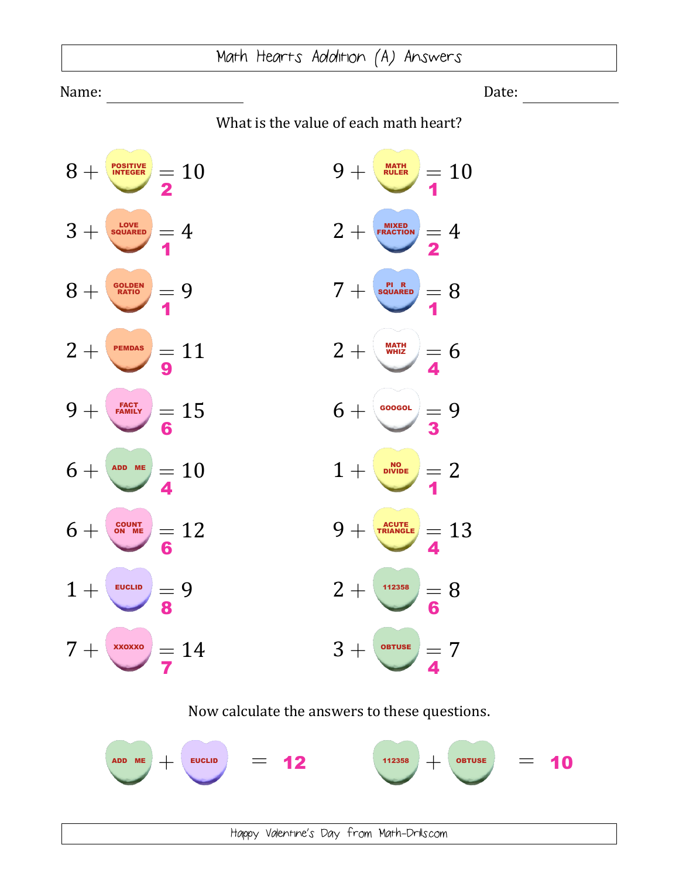# Math Hearts Addition (A) Answers

Name: ____________________ Date: ____________

What is the value of each math heart?

$8 +$ POSITIVE INTEGER $= 10$ **2**

$9 +$ MATH RULER $= 10$ **1**

$3 +$ LOVE SQUARED $= 4$ **1**

$2 +$ MIXED FRACTION $= 4$ **2**

$8 +$ GOLDEN RATIO $= 9$ **1**

$7 +$ PI R SQUARED $= 8$ **1**

$2 +$ PEMDAS $= 11$ **9**

$2 +$ MATH WHIZ $= 6$ **4**

$9 +$ FACT FAMILY $= 15$ **6**

$6 +$ GOOGOL $= 9$ **3**

$6 +$ ADD ME $= 10$ **4**

$1 +$ NO DIVIDE $= 2$ **1**

$6 +$ COUNT ON ME $= 12$ **6**

$9 +$ ACUTE TRIANGLE $= 13$ **4**

$1 +$ EUCLID $= 9$ **8**

$2 +$ 112358 $= 8$ **6**

$7 +$ XXOXXO $= 14$ **7**

$3 +$ OBTUSE $= 7$ **4**

Now calculate the answers to these questions.

ADD ME $+$ EUCLID $=$ **12**

112358 $+$ OBTUSE $=$ **10**

Happy Valentine's Day from Math-Drills.com